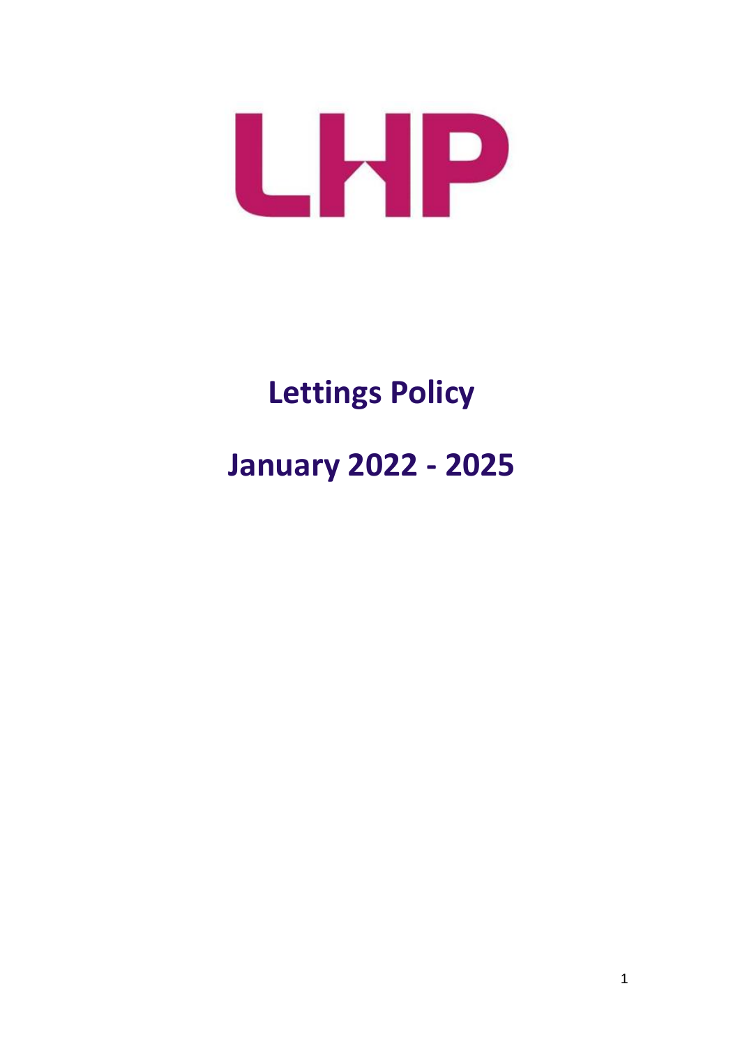LHP

# Lettings Policy

# January 2022 - 2025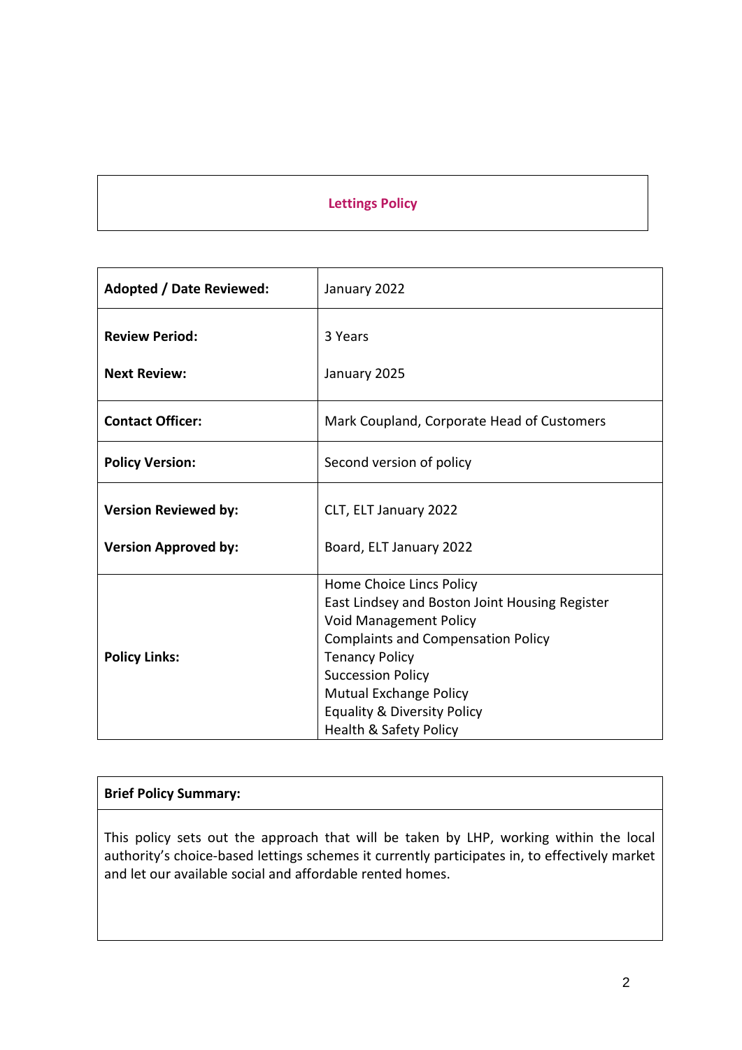# Lettings Policy

| | |
|---|---|
| **Adopted / Date Reviewed:** | January 2022 |
| **Review Period:**<br><br>**Next Review:** | 3 Years<br><br>January 2025 |
| **Contact Officer:** | Mark Coupland, Corporate Head of Customers |
| **Policy Version:** | Second version of policy |
| **Version Reviewed by:**<br><br>**Version Approved by:** | CLT, ELT January 2022<br><br>Board, ELT January 2022 |
| **Policy Links:** | Home Choice Lincs Policy<br>East Lindsey and Boston Joint Housing Register<br>Void Management Policy<br>Complaints and Compensation Policy<br>Tenancy Policy<br>Succession Policy<br>Mutual Exchange Policy<br>Equality & Diversity Policy<br>Health & Safety Policy |

| **Brief Policy Summary:** |
|---|
| This policy sets out the approach that will be taken by LHP, working within the local authority's choice-based lettings schemes it currently participates in, to effectively market and let our available social and affordable rented homes. |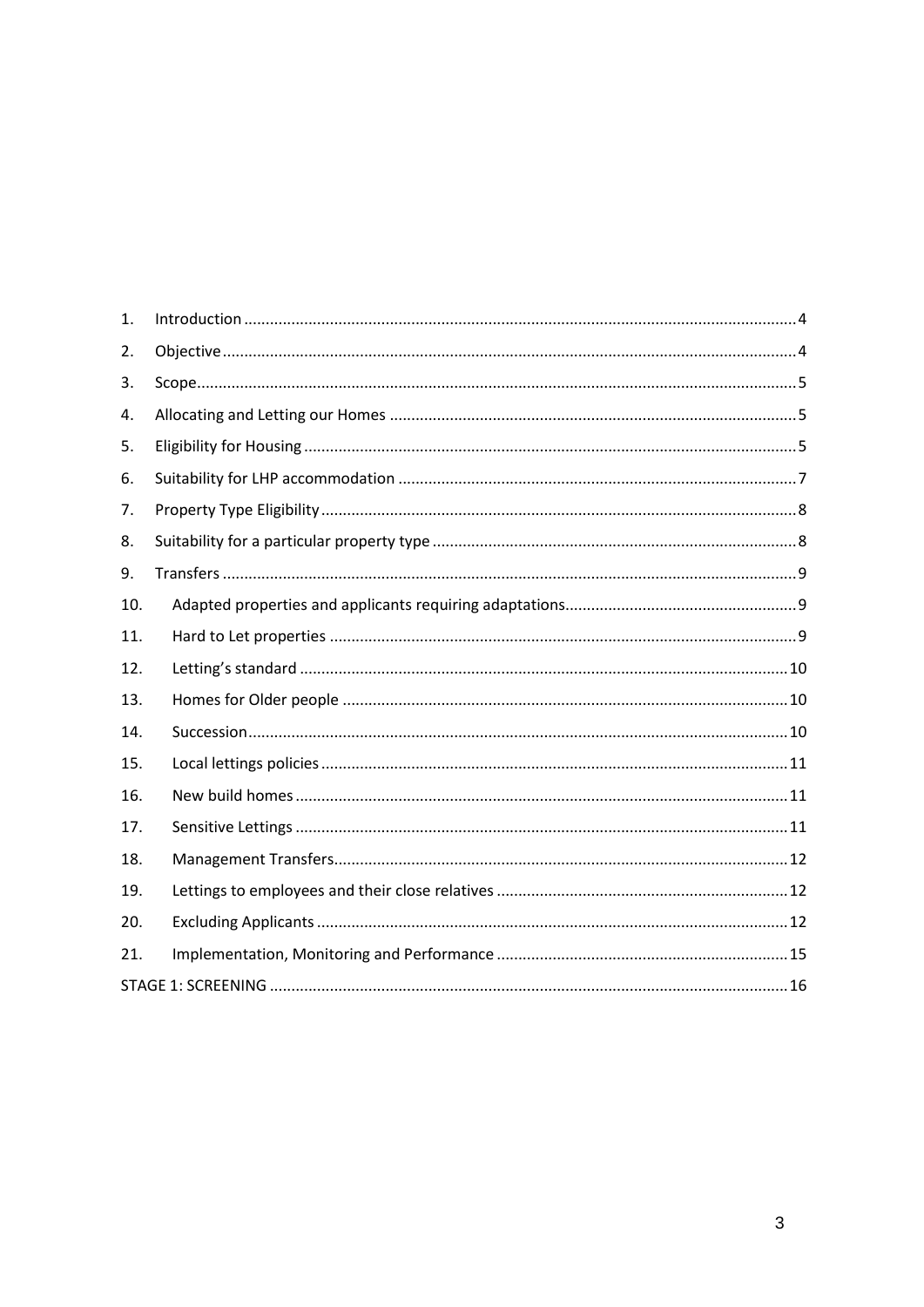| | | |
|---|---|---|
| 1. | Introduction | 4 |
| 2. | Objective | 4 |
| 3. | Scope | 5 |
| 4. | Allocating and Letting our Homes | 5 |
| 5. | Eligibility for Housing | 5 |
| 6. | Suitability for LHP accommodation | 7 |
| 7. | Property Type Eligibility | 8 |
| 8. | Suitability for a particular property type | 8 |
| 9. | Transfers | 9 |
| 10. | Adapted properties and applicants requiring adaptations | 9 |
| 11. | Hard to Let properties | 9 |
| 12. | Letting's standard | 10 |
| 13. | Homes for Older people | 10 |
| 14. | Succession | 10 |
| 15. | Local lettings policies | 11 |
| 16. | New build homes | 11 |
| 17. | Sensitive Lettings | 11 |
| 18. | Management Transfers | 12 |
| 19. | Lettings to employees and their close relatives | 12 |
| 20. | Excluding Applicants | 12 |
| 21. | Implementation, Monitoring and Performance | 15 |
| STAGE 1: SCREENING | | 16 |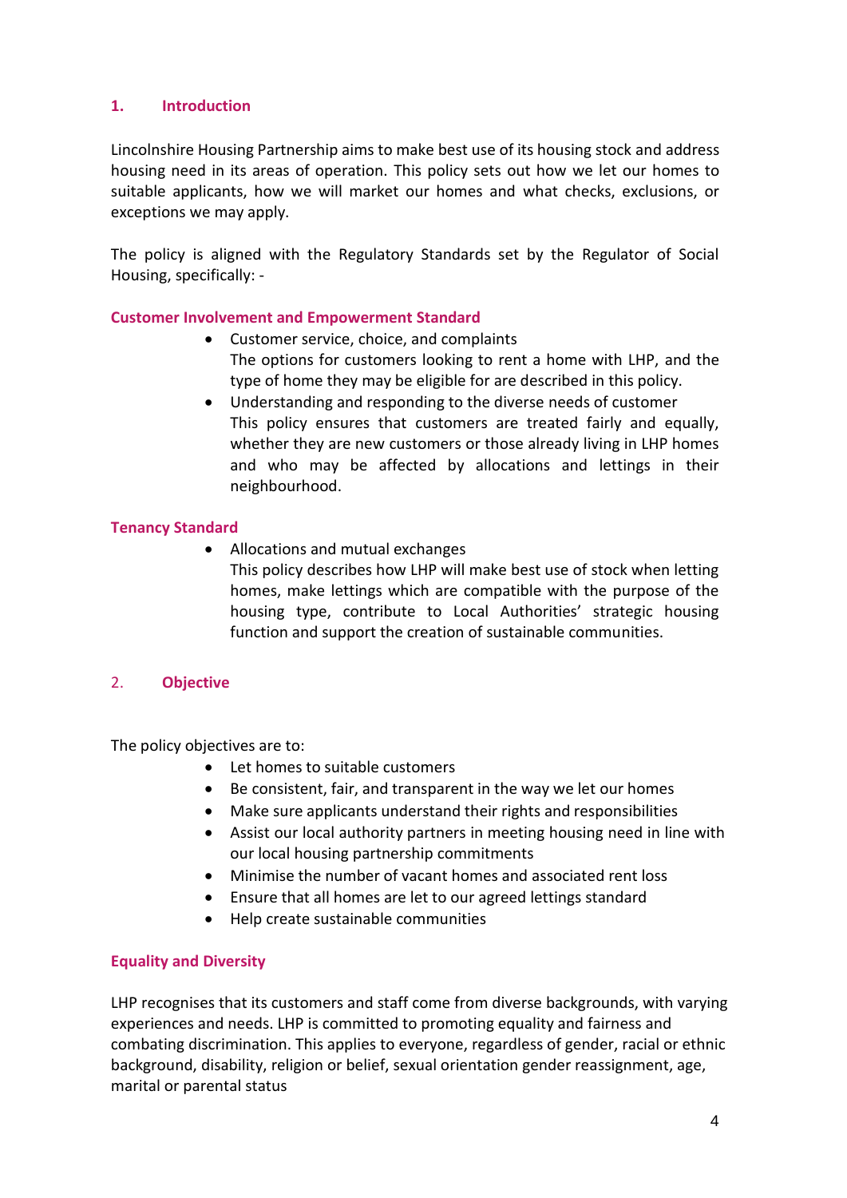## 1. Introduction

Lincolnshire Housing Partnership aims to make best use of its housing stock and address housing need in its areas of operation. This policy sets out how we let our homes to suitable applicants, how we will market our homes and what checks, exclusions, or exceptions we may apply.

The policy is aligned with the Regulatory Standards set by the Regulator of Social Housing, specifically: -

### Customer Involvement and Empowerment Standard

- Customer service, choice, and complaints
  The options for customers looking to rent a home with LHP, and the type of home they may be eligible for are described in this policy.
- Understanding and responding to the diverse needs of customer
  This policy ensures that customers are treated fairly and equally, whether they are new customers or those already living in LHP homes and who may be affected by allocations and lettings in their neighbourhood.

### Tenancy Standard

- Allocations and mutual exchanges
  This policy describes how LHP will make best use of stock when letting homes, make lettings which are compatible with the purpose of the housing type, contribute to Local Authorities' strategic housing function and support the creation of sustainable communities.

## 2. Objective

The policy objectives are to:

- Let homes to suitable customers
- Be consistent, fair, and transparent in the way we let our homes
- Make sure applicants understand their rights and responsibilities
- Assist our local authority partners in meeting housing need in line with our local housing partnership commitments
- Minimise the number of vacant homes and associated rent loss
- Ensure that all homes are let to our agreed lettings standard
- Help create sustainable communities

### Equality and Diversity

LHP recognises that its customers and staff come from diverse backgrounds, with varying experiences and needs. LHP is committed to promoting equality and fairness and combating discrimination. This applies to everyone, regardless of gender, racial or ethnic background, disability, religion or belief, sexual orientation gender reassignment, age, marital or parental status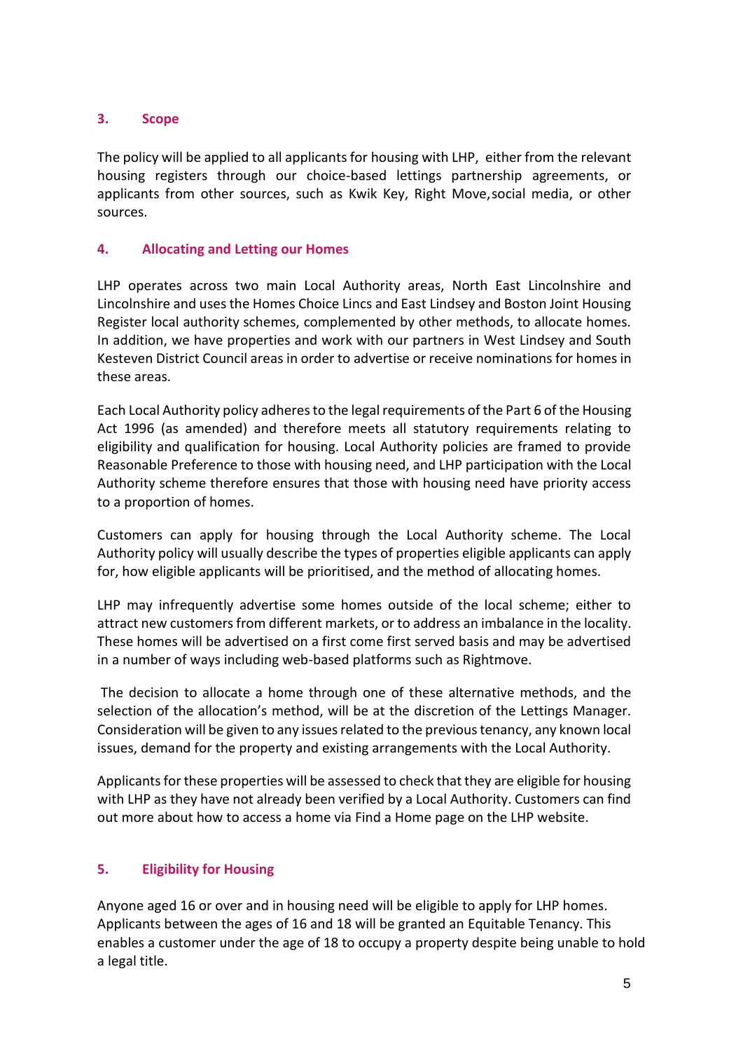## 3. Scope

The policy will be applied to all applicants for housing with LHP, either from the relevant housing registers through our choice-based lettings partnership agreements, or applicants from other sources, such as Kwik Key, Right Move, social media, or other sources.

## 4. Allocating and Letting our Homes

LHP operates across two main Local Authority areas, North East Lincolnshire and Lincolnshire and uses the Homes Choice Lincs and East Lindsey and Boston Joint Housing Register local authority schemes, complemented by other methods, to allocate homes. In addition, we have properties and work with our partners in West Lindsey and South Kesteven District Council areas in order to advertise or receive nominations for homes in these areas.

Each Local Authority policy adheres to the legal requirements of the Part 6 of the Housing Act 1996 (as amended) and therefore meets all statutory requirements relating to eligibility and qualification for housing. Local Authority policies are framed to provide Reasonable Preference to those with housing need, and LHP participation with the Local Authority scheme therefore ensures that those with housing need have priority access to a proportion of homes.

Customers can apply for housing through the Local Authority scheme. The Local Authority policy will usually describe the types of properties eligible applicants can apply for, how eligible applicants will be prioritised, and the method of allocating homes.

LHP may infrequently advertise some homes outside of the local scheme; either to attract new customers from different markets, or to address an imbalance in the locality. These homes will be advertised on a first come first served basis and may be advertised in a number of ways including web-based platforms such as Rightmove.

The decision to allocate a home through one of these alternative methods, and the selection of the allocation's method, will be at the discretion of the Lettings Manager. Consideration will be given to any issues related to the previous tenancy, any known local issues, demand for the property and existing arrangements with the Local Authority.

Applicants for these properties will be assessed to check that they are eligible for housing with LHP as they have not already been verified by a Local Authority. Customers can find out more about how to access a home via Find a Home page on the LHP website.

## 5. Eligibility for Housing

Anyone aged 16 or over and in housing need will be eligible to apply for LHP homes. Applicants between the ages of 16 and 18 will be granted an Equitable Tenancy. This enables a customer under the age of 18 to occupy a property despite being unable to hold a legal title.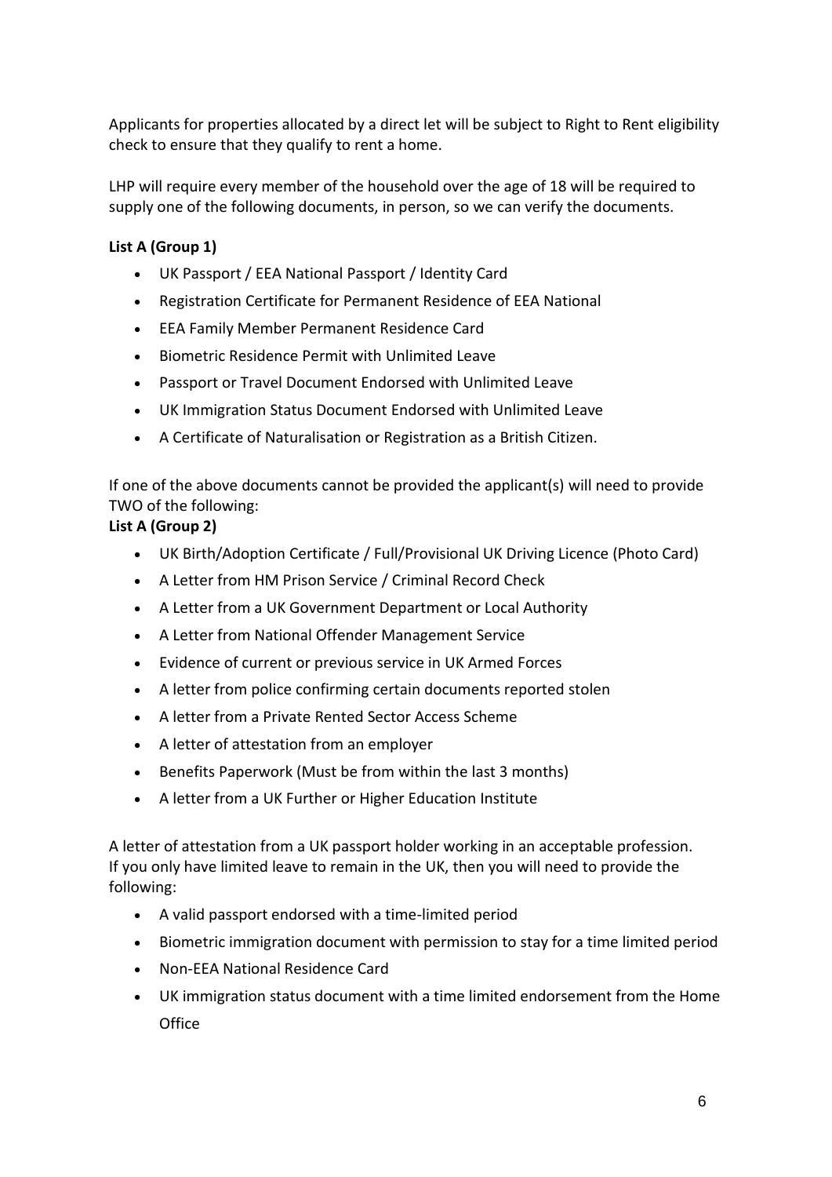Applicants for properties allocated by a direct let will be subject to Right to Rent eligibility check to ensure that they qualify to rent a home.

LHP will require every member of the household over the age of 18 will be required to supply one of the following documents, in person, so we can verify the documents.

**List A (Group 1)**

- UK Passport / EEA National Passport / Identity Card
- Registration Certificate for Permanent Residence of EEA National
- EEA Family Member Permanent Residence Card
- Biometric Residence Permit with Unlimited Leave
- Passport or Travel Document Endorsed with Unlimited Leave
- UK Immigration Status Document Endorsed with Unlimited Leave
- A Certificate of Naturalisation or Registration as a British Citizen.

If one of the above documents cannot be provided the applicant(s) will need to provide TWO of the following:

**List A (Group 2)**

- UK Birth/Adoption Certificate / Full/Provisional UK Driving Licence (Photo Card)
- A Letter from HM Prison Service / Criminal Record Check
- A Letter from a UK Government Department or Local Authority
- A Letter from National Offender Management Service
- Evidence of current or previous service in UK Armed Forces
- A letter from police confirming certain documents reported stolen
- A letter from a Private Rented Sector Access Scheme
- A letter of attestation from an employer
- Benefits Paperwork (Must be from within the last 3 months)
- A letter from a UK Further or Higher Education Institute

A letter of attestation from a UK passport holder working in an acceptable profession.
If you only have limited leave to remain in the UK, then you will need to provide the following:

- A valid passport endorsed with a time-limited period
- Biometric immigration document with permission to stay for a time limited period
- Non-EEA National Residence Card
- UK immigration status document with a time limited endorsement from the Home Office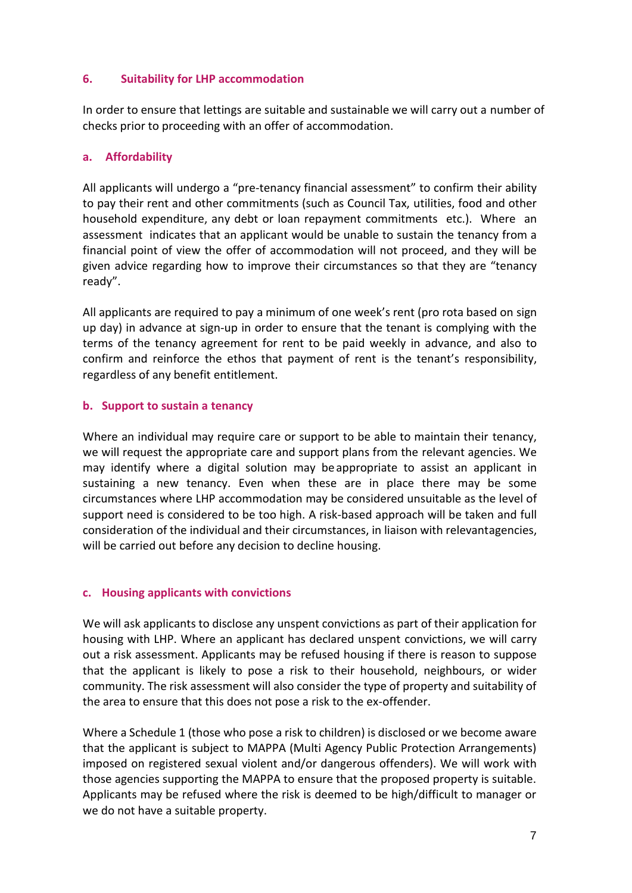## 6. Suitability for LHP accommodation

In order to ensure that lettings are suitable and sustainable we will carry out a number of checks prior to proceeding with an offer of accommodation.

### a. Affordability

All applicants will undergo a "pre-tenancy financial assessment" to confirm their ability to pay their rent and other commitments (such as Council Tax, utilities, food and other household expenditure, any debt or loan repayment commitments etc.). Where an assessment indicates that an applicant would be unable to sustain the tenancy from a financial point of view the offer of accommodation will not proceed, and they will be given advice regarding how to improve their circumstances so that they are "tenancy ready".

All applicants are required to pay a minimum of one week's rent (pro rota based on sign up day) in advance at sign-up in order to ensure that the tenant is complying with the terms of the tenancy agreement for rent to be paid weekly in advance, and also to confirm and reinforce the ethos that payment of rent is the tenant's responsibility, regardless of any benefit entitlement.

### b. Support to sustain a tenancy

Where an individual may require care or support to be able to maintain their tenancy, we will request the appropriate care and support plans from the relevant agencies. We may identify where a digital solution may be appropriate to assist an applicant in sustaining a new tenancy. Even when these are in place there may be some circumstances where LHP accommodation may be considered unsuitable as the level of support need is considered to be too high. A risk-based approach will be taken and full consideration of the individual and their circumstances, in liaison with relevantagencies, will be carried out before any decision to decline housing.

### c. Housing applicants with convictions

We will ask applicants to disclose any unspent convictions as part of their application for housing with LHP. Where an applicant has declared unspent convictions, we will carry out a risk assessment. Applicants may be refused housing if there is reason to suppose that the applicant is likely to pose a risk to their household, neighbours, or wider community. The risk assessment will also consider the type of property and suitability of the area to ensure that this does not pose a risk to the ex-offender.

Where a Schedule 1 (those who pose a risk to children) is disclosed or we become aware that the applicant is subject to MAPPA (Multi Agency Public Protection Arrangements) imposed on registered sexual violent and/or dangerous offenders). We will work with those agencies supporting the MAPPA to ensure that the proposed property is suitable. Applicants may be refused where the risk is deemed to be high/difficult to manager or we do not have a suitable property.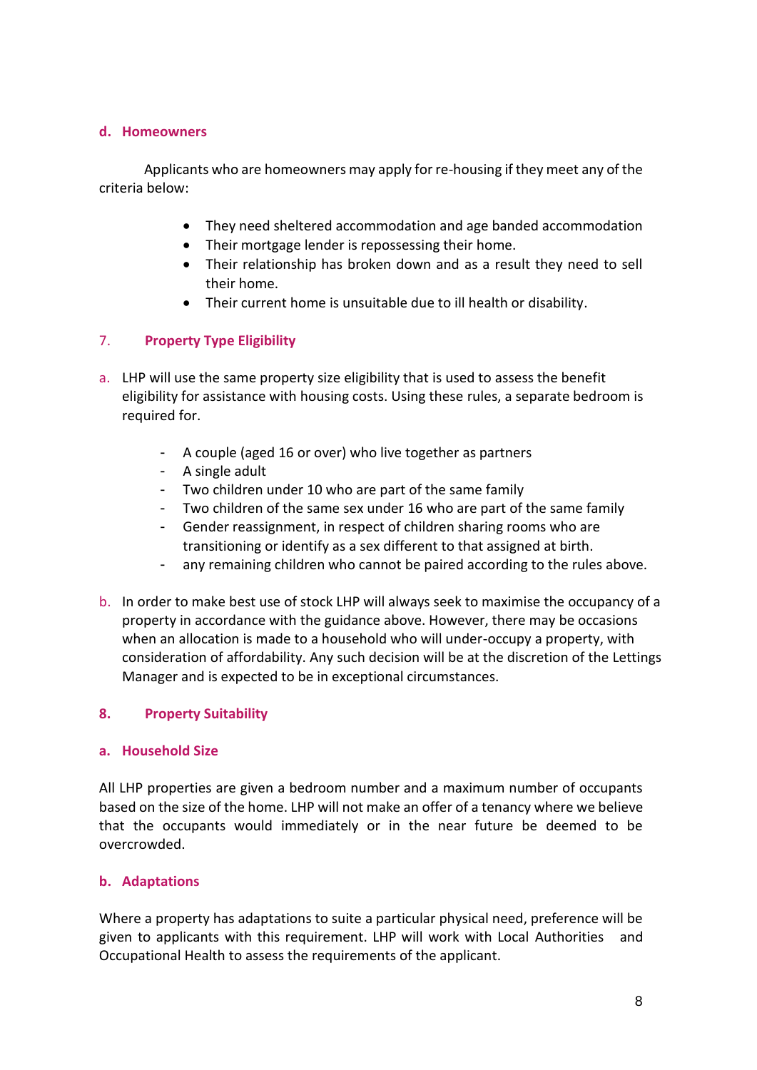### d. Homeowners

Applicants who are homeowners may apply for re-housing if they meet any of the criteria below:

- They need sheltered accommodation and age banded accommodation
- Their mortgage lender is repossessing their home.
- Their relationship has broken down and as a result they need to sell their home.
- Their current home is unsuitable due to ill health or disability.

## 7. Property Type Eligibility

a. LHP will use the same property size eligibility that is used to assess the benefit eligibility for assistance with housing costs. Using these rules, a separate bedroom is required for.

- A couple (aged 16 or over) who live together as partners
- A single adult
- Two children under 10 who are part of the same family
- Two children of the same sex under 16 who are part of the same family
- Gender reassignment, in respect of children sharing rooms who are transitioning or identify as a sex different to that assigned at birth.
- any remaining children who cannot be paired according to the rules above.

b. In order to make best use of stock LHP will always seek to maximise the occupancy of a property in accordance with the guidance above. However, there may be occasions when an allocation is made to a household who will under-occupy a property, with consideration of affordability. Any such decision will be at the discretion of the Lettings Manager and is expected to be in exceptional circumstances.

## 8. Property Suitability

### a. Household Size

All LHP properties are given a bedroom number and a maximum number of occupants based on the size of the home. LHP will not make an offer of a tenancy where we believe that the occupants would immediately or in the near future be deemed to be overcrowded.

### b. Adaptations

Where a property has adaptations to suite a particular physical need, preference will be given to applicants with this requirement. LHP will work with Local Authorities and Occupational Health to assess the requirements of the applicant.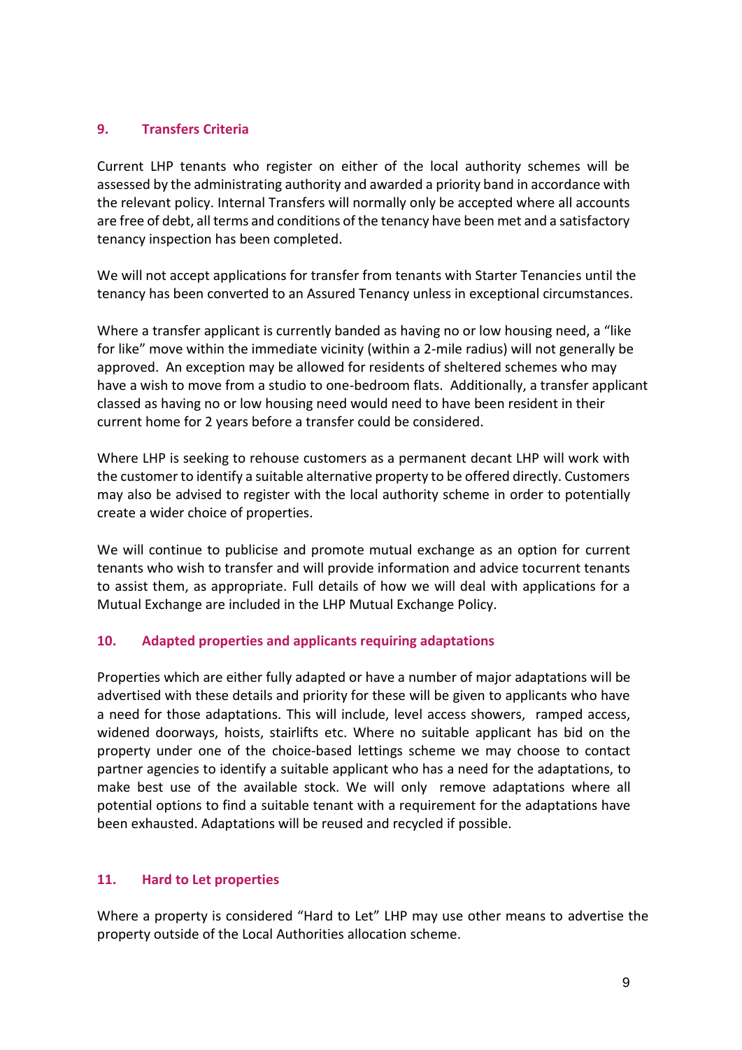## 9. Transfers Criteria

Current LHP tenants who register on either of the local authority schemes will be assessed by the administrating authority and awarded a priority band in accordance with the relevant policy. Internal Transfers will normally only be accepted where all accounts are free of debt, all terms and conditions of the tenancy have been met and a satisfactory tenancy inspection has been completed.

We will not accept applications for transfer from tenants with Starter Tenancies until the tenancy has been converted to an Assured Tenancy unless in exceptional circumstances.

Where a transfer applicant is currently banded as having no or low housing need, a "like for like" move within the immediate vicinity (within a 2-mile radius) will not generally be approved. An exception may be allowed for residents of sheltered schemes who may have a wish to move from a studio to one-bedroom flats. Additionally, a transfer applicant classed as having no or low housing need would need to have been resident in their current home for 2 years before a transfer could be considered.

Where LHP is seeking to rehouse customers as a permanent decant LHP will work with the customer to identify a suitable alternative property to be offered directly. Customers may also be advised to register with the local authority scheme in order to potentially create a wider choice of properties.

We will continue to publicise and promote mutual exchange as an option for current tenants who wish to transfer and will provide information and advice tocurrent tenants to assist them, as appropriate. Full details of how we will deal with applications for a Mutual Exchange are included in the LHP Mutual Exchange Policy.

## 10. Adapted properties and applicants requiring adaptations

Properties which are either fully adapted or have a number of major adaptations will be advertised with these details and priority for these will be given to applicants who have a need for those adaptations. This will include, level access showers, ramped access, widened doorways, hoists, stairlifts etc. Where no suitable applicant has bid on the property under one of the choice-based lettings scheme we may choose to contact partner agencies to identify a suitable applicant who has a need for the adaptations, to make best use of the available stock. We will only remove adaptations where all potential options to find a suitable tenant with a requirement for the adaptations have been exhausted. Adaptations will be reused and recycled if possible.

## 11. Hard to Let properties

Where a property is considered "Hard to Let" LHP may use other means to advertise the property outside of the Local Authorities allocation scheme.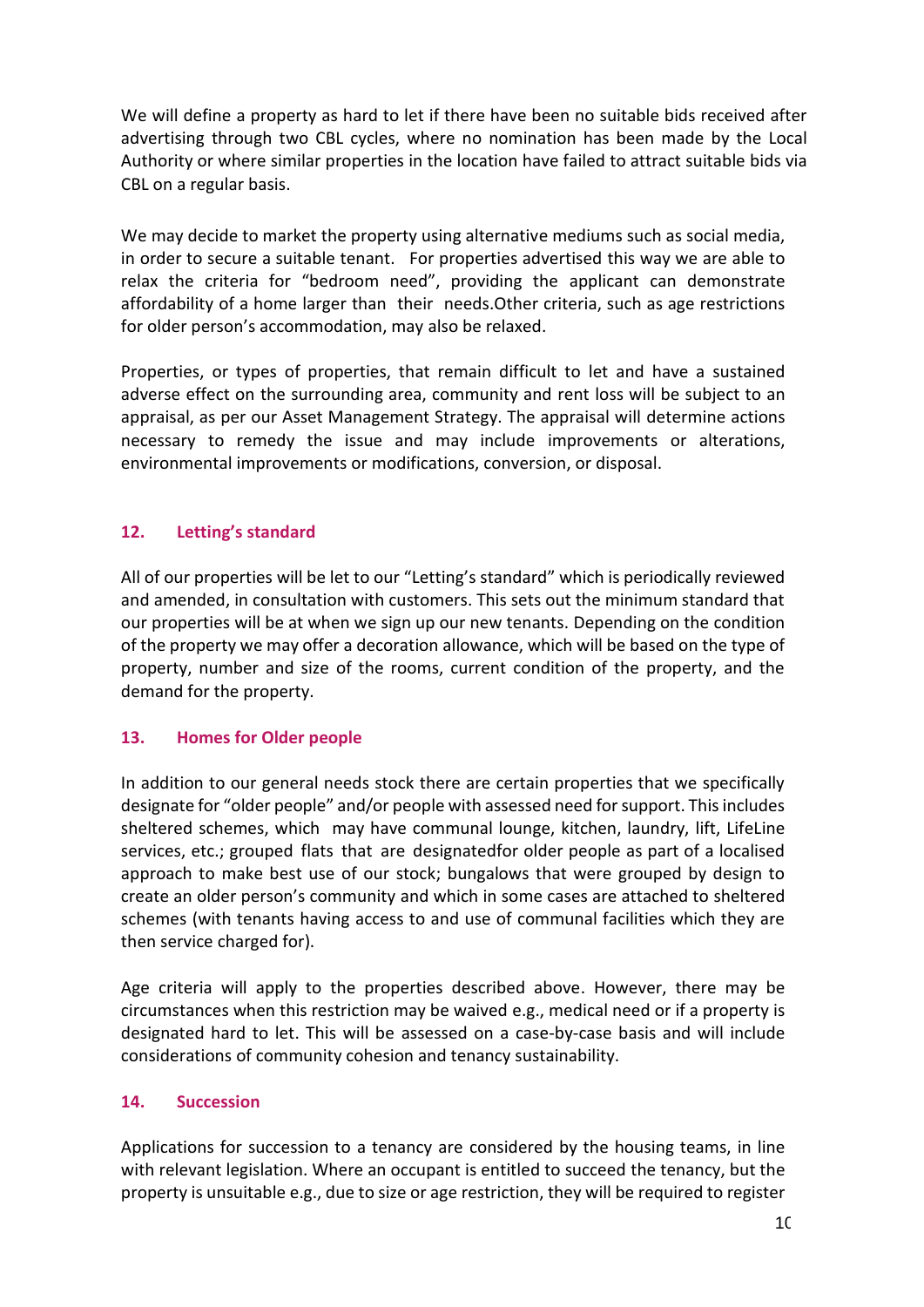We will define a property as hard to let if there have been no suitable bids received after advertising through two CBL cycles, where no nomination has been made by the Local Authority or where similar properties in the location have failed to attract suitable bids via CBL on a regular basis.

We may decide to market the property using alternative mediums such as social media, in order to secure a suitable tenant. For properties advertised this way we are able to relax the criteria for "bedroom need", providing the applicant can demonstrate affordability of a home larger than their needs.Other criteria, such as age restrictions for older person's accommodation, may also be relaxed.

Properties, or types of properties, that remain difficult to let and have a sustained adverse effect on the surrounding area, community and rent loss will be subject to an appraisal, as per our Asset Management Strategy. The appraisal will determine actions necessary to remedy the issue and may include improvements or alterations, environmental improvements or modifications, conversion, or disposal.

## 12. Letting's standard

All of our properties will be let to our "Letting's standard" which is periodically reviewed and amended, in consultation with customers. This sets out the minimum standard that our properties will be at when we sign up our new tenants. Depending on the condition of the property we may offer a decoration allowance, which will be based on the type of property, number and size of the rooms, current condition of the property, and the demand for the property.

## 13. Homes for Older people

In addition to our general needs stock there are certain properties that we specifically designate for "older people" and/or people with assessed need for support. This includes sheltered schemes, which may have communal lounge, kitchen, laundry, lift, LifeLine services, etc.; grouped flats that are designatedfor older people as part of a localised approach to make best use of our stock; bungalows that were grouped by design to create an older person's community and which in some cases are attached to sheltered schemes (with tenants having access to and use of communal facilities which they are then service charged for).

Age criteria will apply to the properties described above. However, there may be circumstances when this restriction may be waived e.g., medical need or if a property is designated hard to let. This will be assessed on a case-by-case basis and will include considerations of community cohesion and tenancy sustainability.

## 14. Succession

Applications for succession to a tenancy are considered by the housing teams, in line with relevant legislation. Where an occupant is entitled to succeed the tenancy, but the property is unsuitable e.g., due to size or age restriction, they will be required to register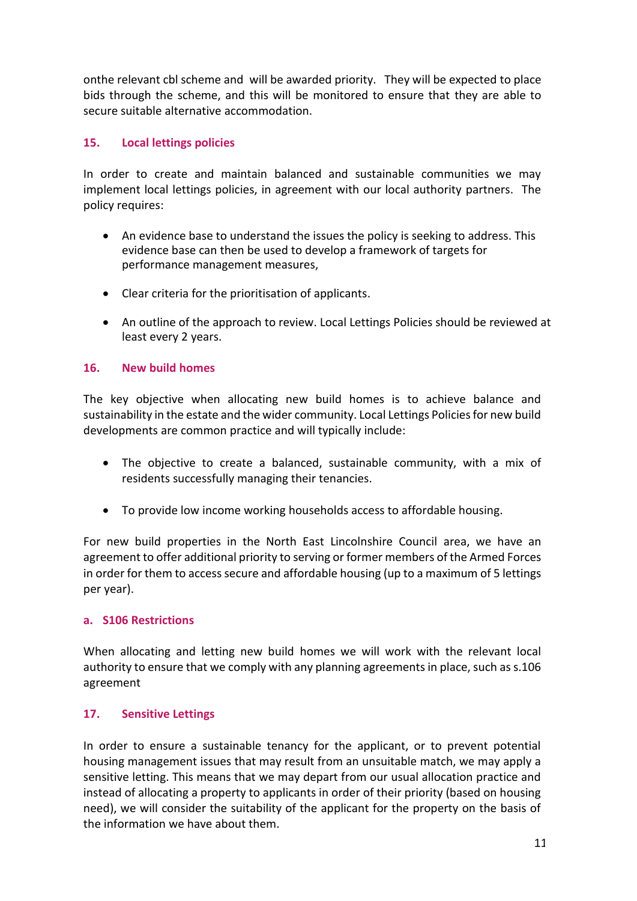onthe relevant cbl scheme and will be awarded priority. They will be expected to place bids through the scheme, and this will be monitored to ensure that they are able to secure suitable alternative accommodation.

## 15. Local lettings policies

In order to create and maintain balanced and sustainable communities we may implement local lettings policies, in agreement with our local authority partners. The policy requires:

- An evidence base to understand the issues the policy is seeking to address. This evidence base can then be used to develop a framework of targets for performance management measures,
- Clear criteria for the prioritisation of applicants.
- An outline of the approach to review. Local Lettings Policies should be reviewed at least every 2 years.

## 16. New build homes

The key objective when allocating new build homes is to achieve balance and sustainability in the estate and the wider community. Local Lettings Policies for new build developments are common practice and will typically include:

- The objective to create a balanced, sustainable community, with a mix of residents successfully managing their tenancies.
- To provide low income working households access to affordable housing.

For new build properties in the North East Lincolnshire Council area, we have an agreement to offer additional priority to serving or former members of the Armed Forces in order for them to access secure and affordable housing (up to a maximum of 5 lettings per year).

### a. S106 Restrictions

When allocating and letting new build homes we will work with the relevant local authority to ensure that we comply with any planning agreements in place, such as s.106 agreement

## 17. Sensitive Lettings

In order to ensure a sustainable tenancy for the applicant, or to prevent potential housing management issues that may result from an unsuitable match, we may apply a sensitive letting. This means that we may depart from our usual allocation practice and instead of allocating a property to applicants in order of their priority (based on housing need), we will consider the suitability of the applicant for the property on the basis of the information we have about them.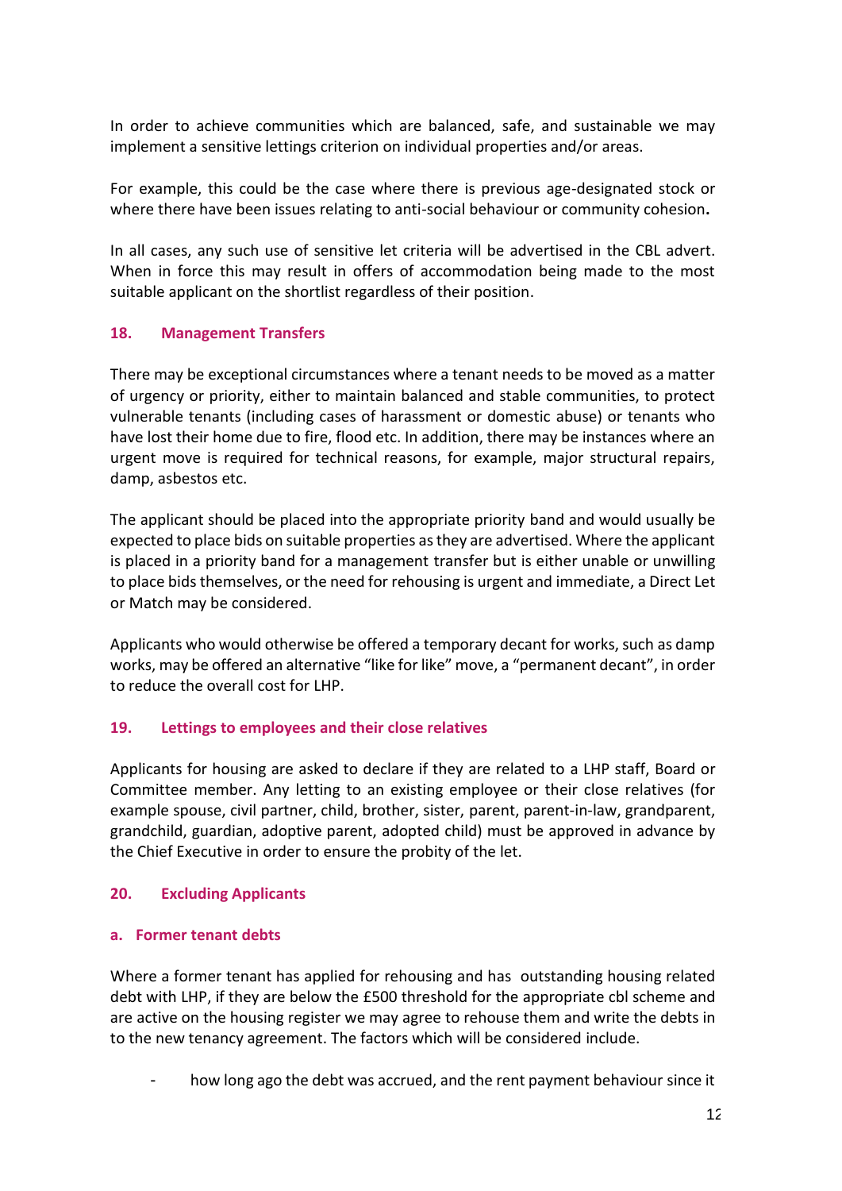In order to achieve communities which are balanced, safe, and sustainable we may implement a sensitive lettings criterion on individual properties and/or areas.

For example, this could be the case where there is previous age-designated stock or where there have been issues relating to anti-social behaviour or community cohesion**.**

In all cases, any such use of sensitive let criteria will be advertised in the CBL advert. When in force this may result in offers of accommodation being made to the most suitable applicant on the shortlist regardless of their position.

## 18. Management Transfers

There may be exceptional circumstances where a tenant needs to be moved as a matter of urgency or priority, either to maintain balanced and stable communities, to protect vulnerable tenants (including cases of harassment or domestic abuse) or tenants who have lost their home due to fire, flood etc. In addition, there may be instances where an urgent move is required for technical reasons, for example, major structural repairs, damp, asbestos etc.

The applicant should be placed into the appropriate priority band and would usually be expected to place bids on suitable properties as they are advertised. Where the applicant is placed in a priority band for a management transfer but is either unable or unwilling to place bids themselves, or the need for rehousing is urgent and immediate, a Direct Let or Match may be considered.

Applicants who would otherwise be offered a temporary decant for works, such as damp works, may be offered an alternative "like for like" move, a "permanent decant", in order to reduce the overall cost for LHP.

## 19. Lettings to employees and their close relatives

Applicants for housing are asked to declare if they are related to a LHP staff, Board or Committee member. Any letting to an existing employee or their close relatives (for example spouse, civil partner, child, brother, sister, parent, parent-in-law, grandparent, grandchild, guardian, adoptive parent, adopted child) must be approved in advance by the Chief Executive in order to ensure the probity of the let.

## 20. Excluding Applicants

### a. Former tenant debts

Where a former tenant has applied for rehousing and has outstanding housing related debt with LHP, if they are below the £500 threshold for the appropriate cbl scheme and are active on the housing register we may agree to rehouse them and write the debts in to the new tenancy agreement. The factors which will be considered include.

- how long ago the debt was accrued, and the rent payment behaviour since it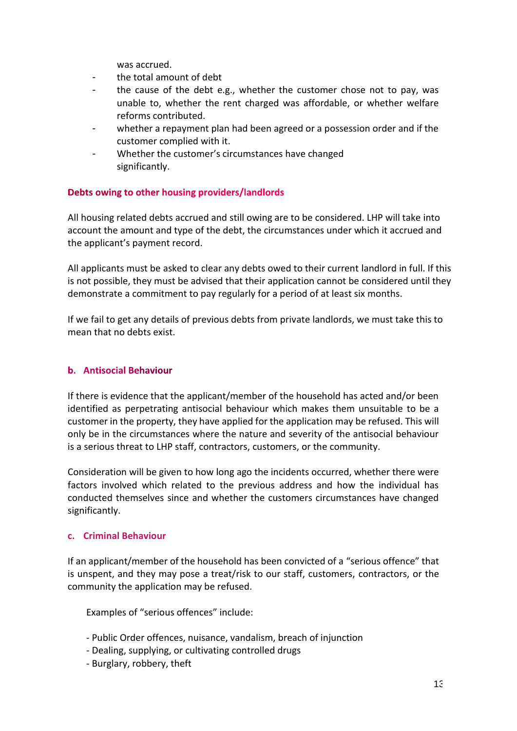was accrued.

- the total amount of debt
- the cause of the debt e.g., whether the customer chose not to pay, was unable to, whether the rent charged was affordable, or whether welfare reforms contributed.
- whether a repayment plan had been agreed or a possession order and if the customer complied with it.
- Whether the customer's circumstances have changed significantly.

### Debts owing to other housing providers/landlords

All housing related debts accrued and still owing are to be considered. LHP will take into account the amount and type of the debt, the circumstances under which it accrued and the applicant's payment record.

All applicants must be asked to clear any debts owed to their current landlord in full. If this is not possible, they must be advised that their application cannot be considered until they demonstrate a commitment to pay regularly for a period of at least six months.

If we fail to get any details of previous debts from private landlords, we must take this to mean that no debts exist.

### b. Antisocial Behaviour

If there is evidence that the applicant/member of the household has acted and/or been identified as perpetrating antisocial behaviour which makes them unsuitable to be a customer in the property, they have applied for the application may be refused. This will only be in the circumstances where the nature and severity of the antisocial behaviour is a serious threat to LHP staff, contractors, customers, or the community.

Consideration will be given to how long ago the incidents occurred, whether there were factors involved which related to the previous address and how the individual has conducted themselves since and whether the customers circumstances have changed significantly.

### c. Criminal Behaviour

If an applicant/member of the household has been convicted of a "serious offence" that is unspent, and they may pose a treat/risk to our staff, customers, contractors, or the community the application may be refused.

Examples of "serious offences" include:

- Public Order offences, nuisance, vandalism, breach of injunction
- Dealing, supplying, or cultivating controlled drugs
- Burglary, robbery, theft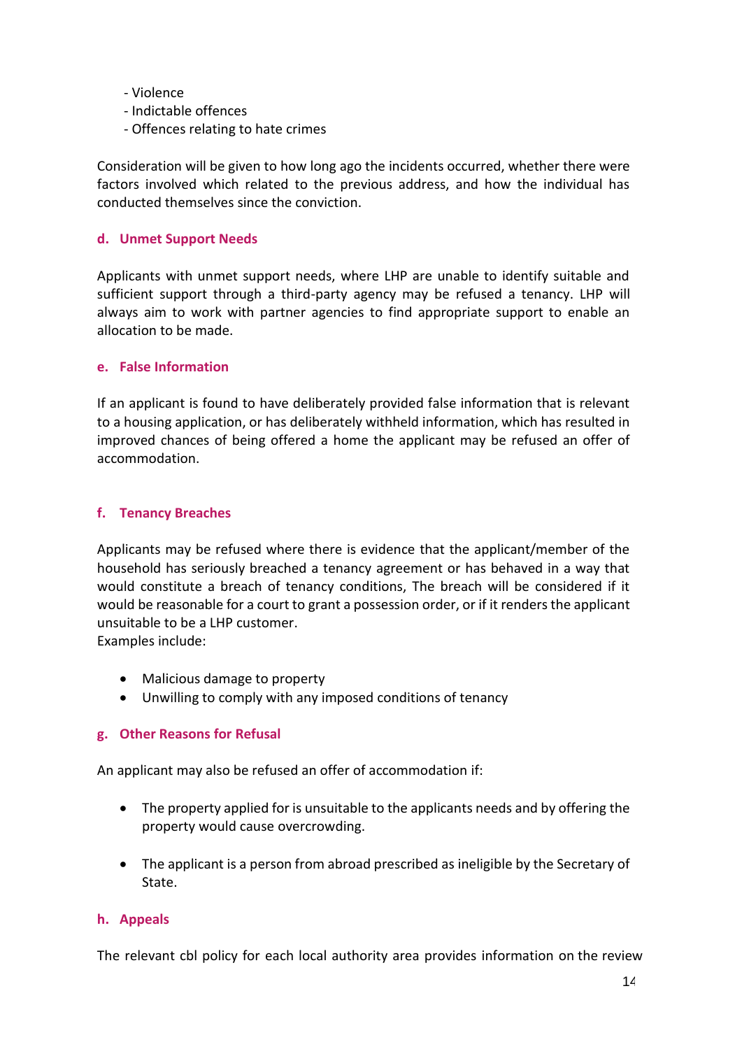- Violence
- Indictable offences
- Offences relating to hate crimes

Consideration will be given to how long ago the incidents occurred, whether there were factors involved which related to the previous address, and how the individual has conducted themselves since the conviction.

### d. Unmet Support Needs

Applicants with unmet support needs, where LHP are unable to identify suitable and sufficient support through a third-party agency may be refused a tenancy. LHP will always aim to work with partner agencies to find appropriate support to enable an allocation to be made.

### e. False Information

If an applicant is found to have deliberately provided false information that is relevant to a housing application, or has deliberately withheld information, which has resulted in improved chances of being offered a home the applicant may be refused an offer of accommodation.

### f. Tenancy Breaches

Applicants may be refused where there is evidence that the applicant/member of the household has seriously breached a tenancy agreement or has behaved in a way that would constitute a breach of tenancy conditions, The breach will be considered if it would be reasonable for a court to grant a possession order, or if it renders the applicant unsuitable to be a LHP customer.
Examples include:

- Malicious damage to property
- Unwilling to comply with any imposed conditions of tenancy

### g. Other Reasons for Refusal

An applicant may also be refused an offer of accommodation if:

- The property applied for is unsuitable to the applicants needs and by offering the property would cause overcrowding.

- The applicant is a person from abroad prescribed as ineligible by the Secretary of State.

### h. Appeals

The relevant cbl policy for each local authority area provides information on the review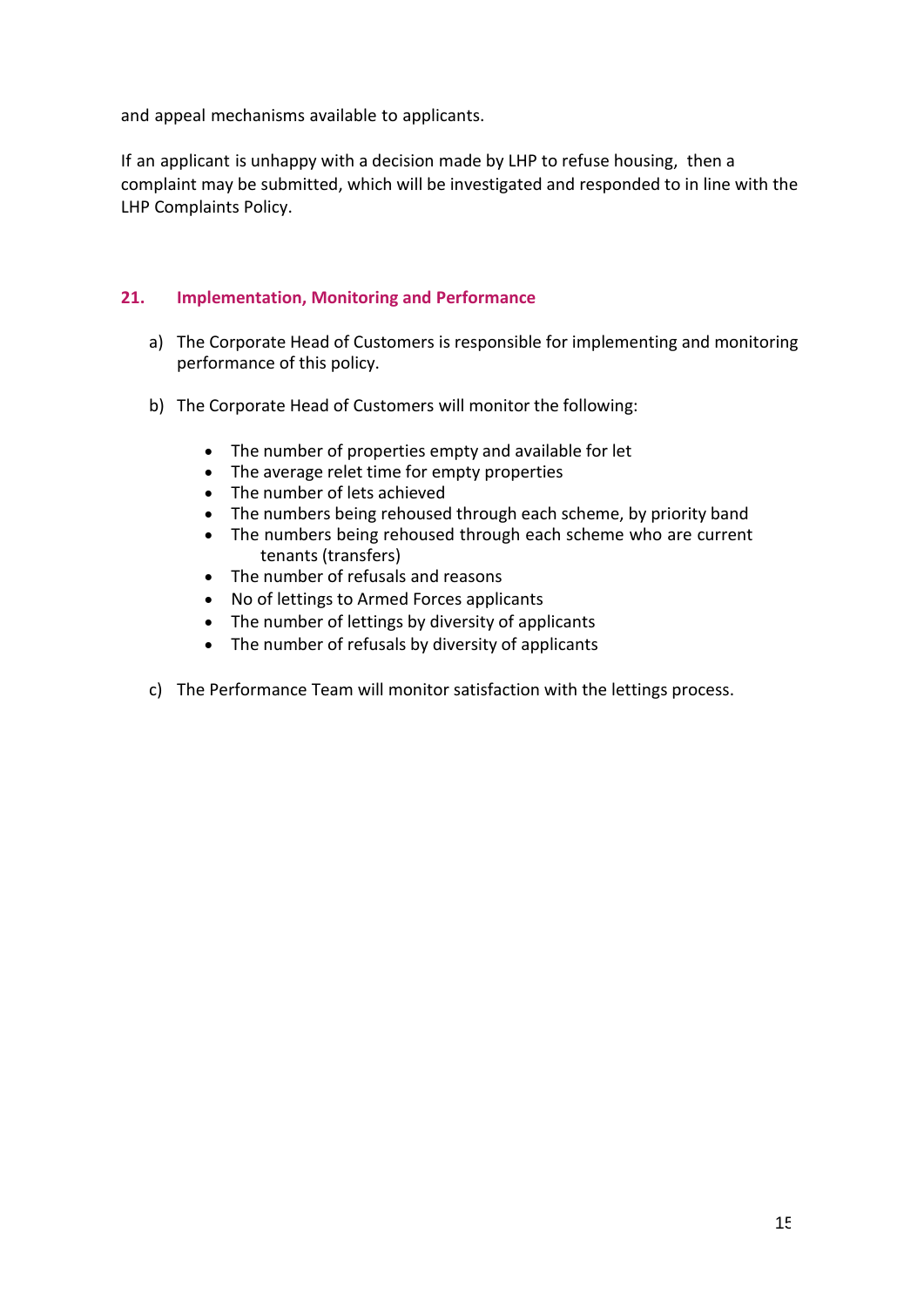and appeal mechanisms available to applicants.

If an applicant is unhappy with a decision made by LHP to refuse housing, then a complaint may be submitted, which will be investigated and responded to in line with the LHP Complaints Policy.

## 21. Implementation, Monitoring and Performance

a) The Corporate Head of Customers is responsible for implementing and monitoring performance of this policy.

b) The Corporate Head of Customers will monitor the following:

- The number of properties empty and available for let
- The average relet time for empty properties
- The number of lets achieved
- The numbers being rehoused through each scheme, by priority band
- The numbers being rehoused through each scheme who are current tenants (transfers)
- The number of refusals and reasons
- No of lettings to Armed Forces applicants
- The number of lettings by diversity of applicants
- The number of refusals by diversity of applicants

c) The Performance Team will monitor satisfaction with the lettings process.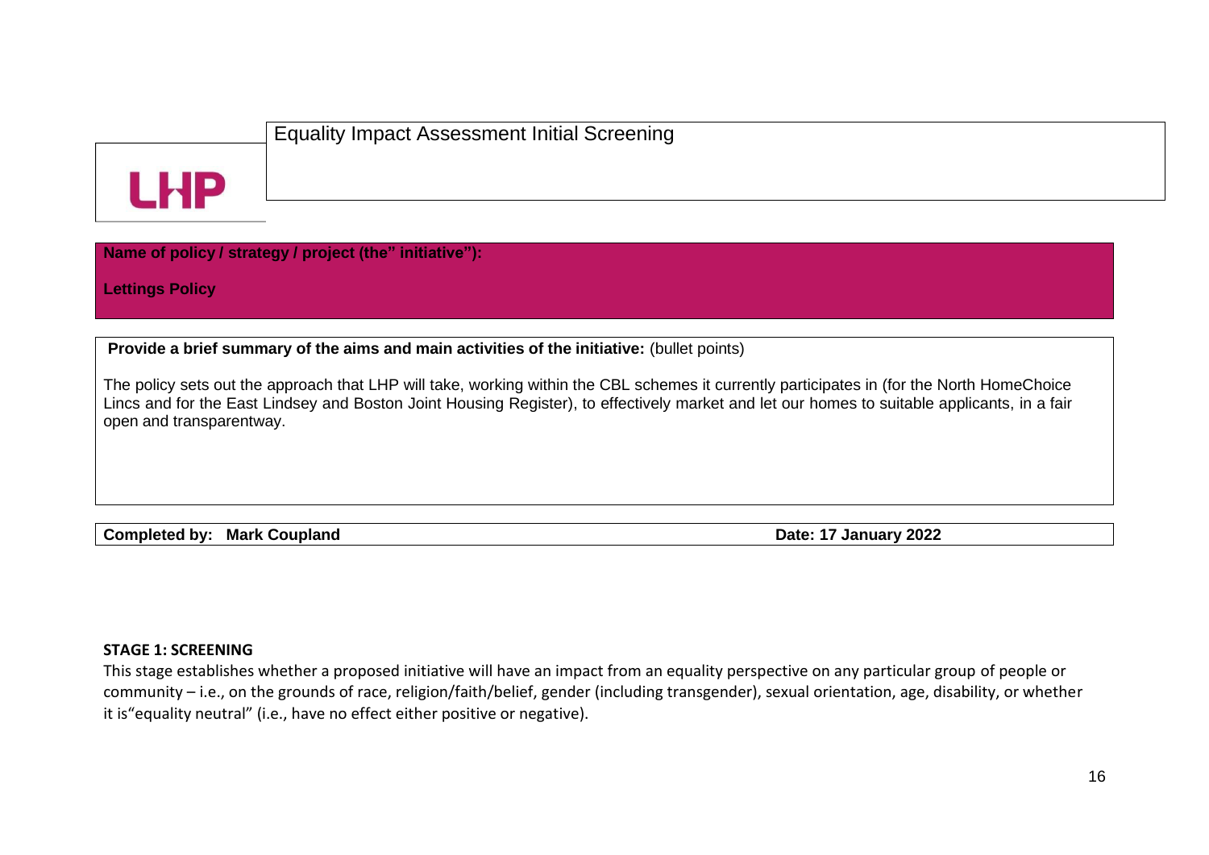LHP

# Equality Impact Assessment Initial Screening

**Name of policy / strategy / project (the" initiative"):**

**Lettings Policy**

**Provide a brief summary of the aims and main activities of the initiative:** (bullet points)

The policy sets out the approach that LHP will take, working within the CBL schemes it currently participates in (for the North HomeChoice Lincs and for the East Lindsey and Boston Joint Housing Register), to effectively market and let our homes to suitable applicants, in a fair open and transparentway.

**Completed by: Mark Coupland** **Date: 17 January 2022**

**STAGE 1: SCREENING**

This stage establishes whether a proposed initiative will have an impact from an equality perspective on any particular group of people or community – i.e., on the grounds of race, religion/faith/belief, gender (including transgender), sexual orientation, age, disability, or whether it is"equality neutral" (i.e., have no effect either positive or negative).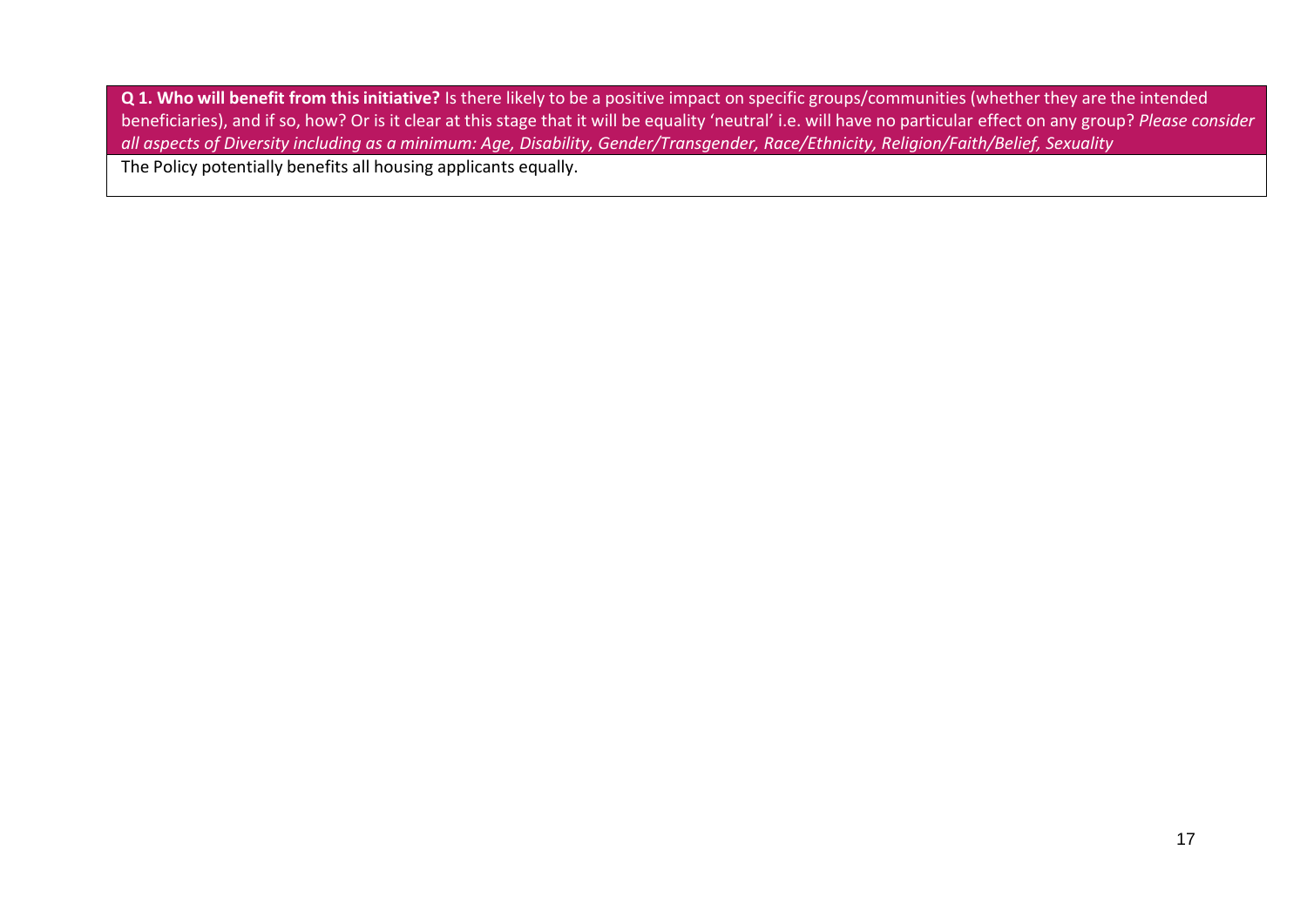| **Q 1. Who will benefit from this initiative?** Is there likely to be a positive impact on specific groups/communities (whether they are the intended beneficiaries), and if so, how? Or is it clear at this stage that it will be equality 'neutral' i.e. will have no particular effect on any group? *Please consider all aspects of Diversity including as a minimum: Age, Disability, Gender/Transgender, Race/Ethnicity, Religion/Faith/Belief, Sexuality* |
| --- |
| The Policy potentially benefits all housing applicants equally. |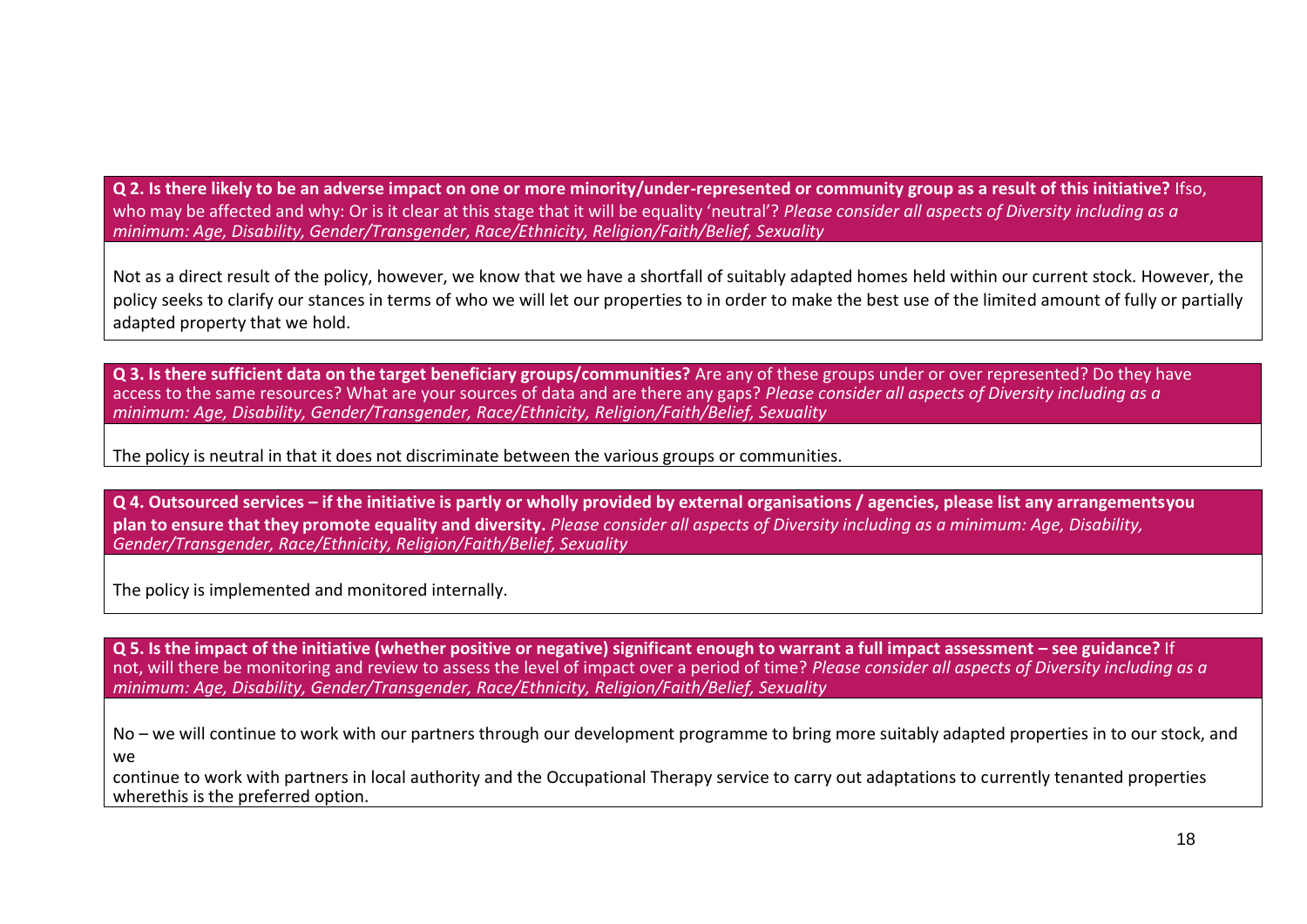**Q 2. Is there likely to be an adverse impact on one or more minority/under-represented or community group as a result of this initiative?** Ifso, who may be affected and why: Or is it clear at this stage that it will be equality 'neutral'? *Please consider all aspects of Diversity including as a minimum: Age, Disability, Gender/Transgender, Race/Ethnicity, Religion/Faith/Belief, Sexuality*

Not as a direct result of the policy, however, we know that we have a shortfall of suitably adapted homes held within our current stock. However, the policy seeks to clarify our stances in terms of who we will let our properties to in order to make the best use of the limited amount of fully or partially adapted property that we hold.

**Q 3. Is there sufficient data on the target beneficiary groups/communities?** Are any of these groups under or over represented? Do they have access to the same resources? What are your sources of data and are there any gaps? *Please consider all aspects of Diversity including as a minimum: Age, Disability, Gender/Transgender, Race/Ethnicity, Religion/Faith/Belief, Sexuality*

The policy is neutral in that it does not discriminate between the various groups or communities.

**Q 4. Outsourced services – if the initiative is partly or wholly provided by external organisations / agencies, please list any arrangementsyou plan to ensure that they promote equality and diversity.** *Please consider all aspects of Diversity including as a minimum: Age, Disability, Gender/Transgender, Race/Ethnicity, Religion/Faith/Belief, Sexuality*

The policy is implemented and monitored internally.

**Q 5. Is the impact of the initiative (whether positive or negative) significant enough to warrant a full impact assessment – see guidance?** If not, will there be monitoring and review to assess the level of impact over a period of time? *Please consider all aspects of Diversity including as a minimum: Age, Disability, Gender/Transgender, Race/Ethnicity, Religion/Faith/Belief, Sexuality*

No – we will continue to work with our partners through our development programme to bring more suitably adapted properties in to our stock, and we continue to work with partners in local authority and the Occupational Therapy service to carry out adaptations to currently tenanted properties wherethis is the preferred option.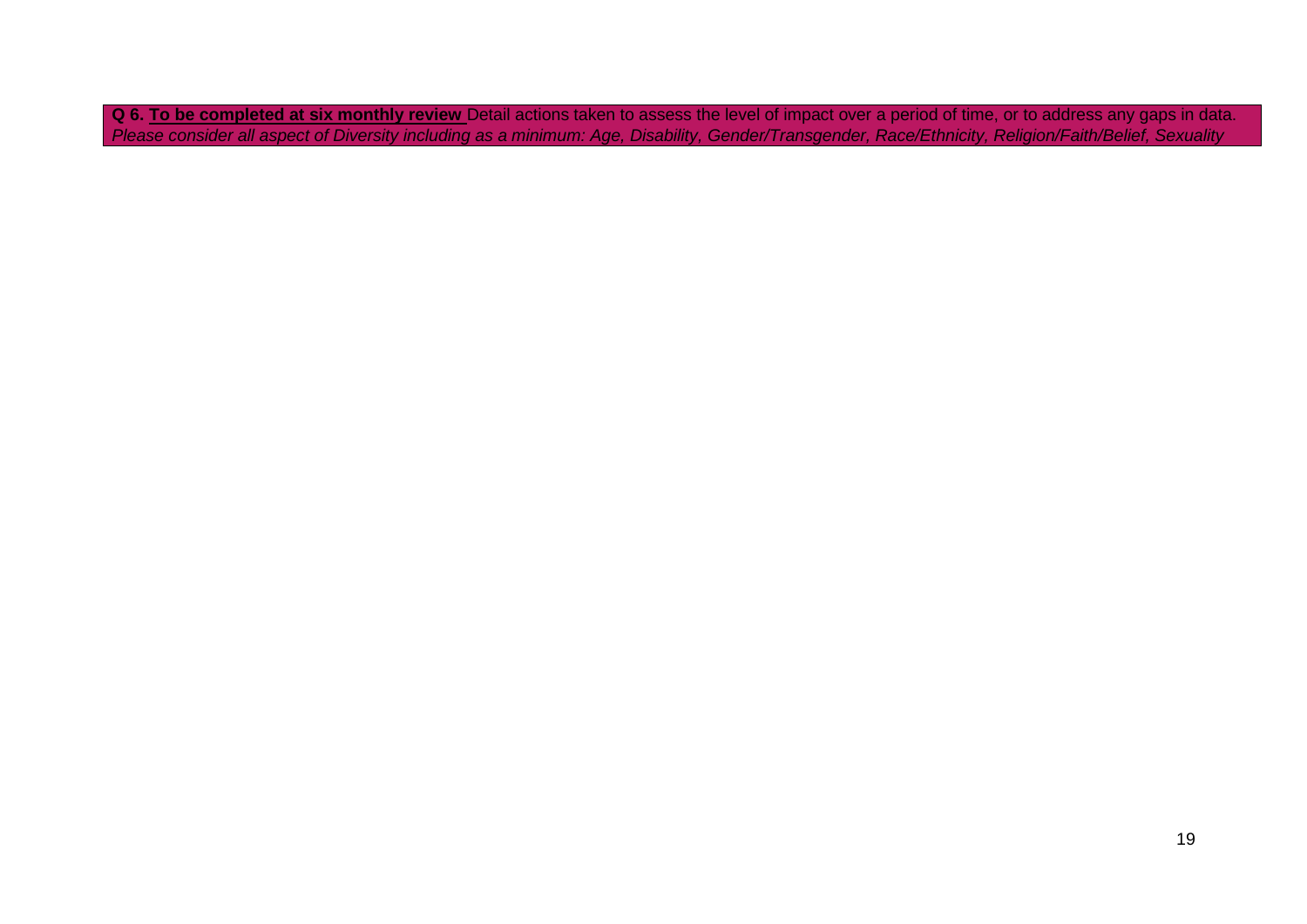| **Q 6. <u>To be completed at six monthly review</u>** Detail actions taken to assess the level of impact over a period of time, or to address any gaps in data. *Please consider all aspect of Diversity including as a minimum: Age, Disability, Gender/Transgender, Race/Ethnicity, Religion/Faith/Belief, Sexuality* |
| --- |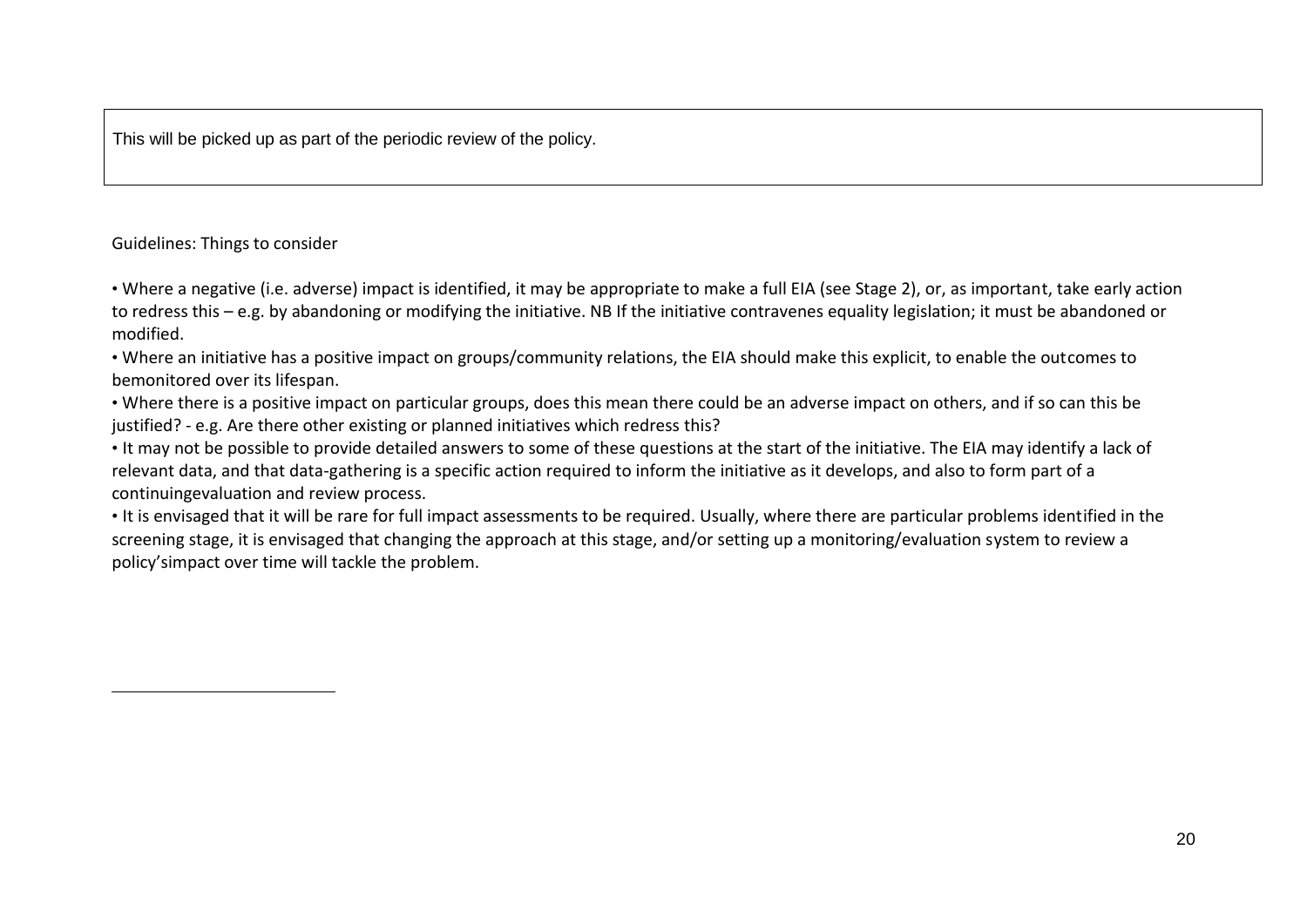| |
|---|
| This will be picked up as part of the periodic review of the policy. |

Guidelines: Things to consider

• Where a negative (i.e. adverse) impact is identified, it may be appropriate to make a full EIA (see Stage 2), or, as important, take early action to redress this – e.g. by abandoning or modifying the initiative. NB If the initiative contravenes equality legislation; it must be abandoned or modified.

• Where an initiative has a positive impact on groups/community relations, the EIA should make this explicit, to enable the outcomes to bemonitored over its lifespan.

• Where there is a positive impact on particular groups, does this mean there could be an adverse impact on others, and if so can this be justified? - e.g. Are there other existing or planned initiatives which redress this?

• It may not be possible to provide detailed answers to some of these questions at the start of the initiative. The EIA may identify a lack of relevant data, and that data-gathering is a specific action required to inform the initiative as it develops, and also to form part of a continuingevaluation and review process.

• It is envisaged that it will be rare for full impact assessments to be required. Usually, where there are particular problems identified in the screening stage, it is envisaged that changing the approach at this stage, and/or setting up a monitoring/evaluation system to review a policy'simpact over time will tackle the problem.